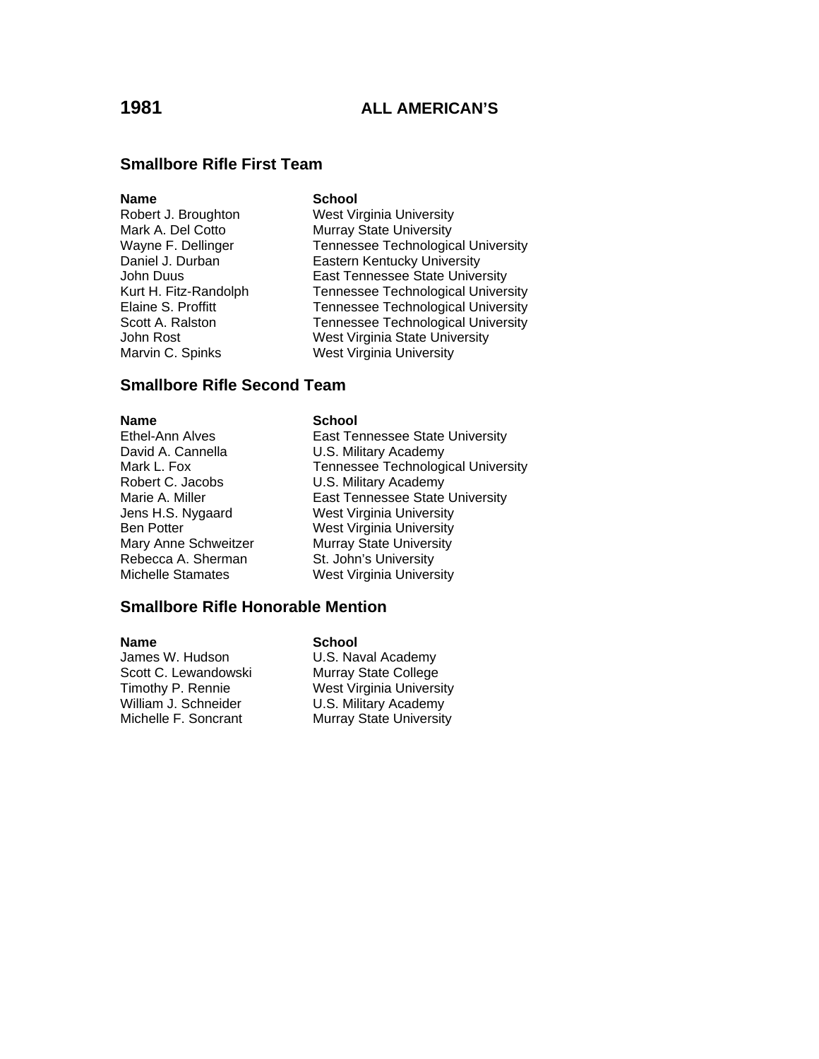# 1981 ALL AMERICAN'S

## Smallbore Rifle First Team

| Name | School |
| --- | --- |
| Robert J. Broughton | West Virginia University |
| Mark A. Del Cotto | Murray State University |
| Wayne F. Dellinger | Tennessee Technological University |
| Daniel J. Durban | Eastern Kentucky University |
| John Duus | East Tennessee State University |
| Kurt H. Fitz-Randolph | Tennessee Technological University |
| Elaine S. Proffitt | Tennessee Technological University |
| Scott A. Ralston | Tennessee Technological University |
| John Rost | West Virginia State University |
| Marvin C. Spinks | West Virginia University |

## Smallbore Rifle Second Team

| Name | School |
| --- | --- |
| Ethel-Ann Alves | East Tennessee State University |
| David A. Cannella | U.S. Military Academy |
| Mark L. Fox | Tennessee Technological University |
| Robert C. Jacobs | U.S. Military Academy |
| Marie A. Miller | East Tennessee State University |
| Jens H.S. Nygaard | West Virginia University |
| Ben Potter | West Virginia University |
| Mary Anne Schweitzer | Murray State University |
| Rebecca A. Sherman | St. John's University |
| Michelle Stamates | West Virginia University |

## Smallbore Rifle Honorable Mention

| Name | School |
| --- | --- |
| James W. Hudson | U.S. Naval Academy |
| Scott C. Lewandowski | Murray State College |
| Timothy P. Rennie | West Virginia University |
| William J. Schneider | U.S. Military Academy |
| Michelle F. Soncrant | Murray State University |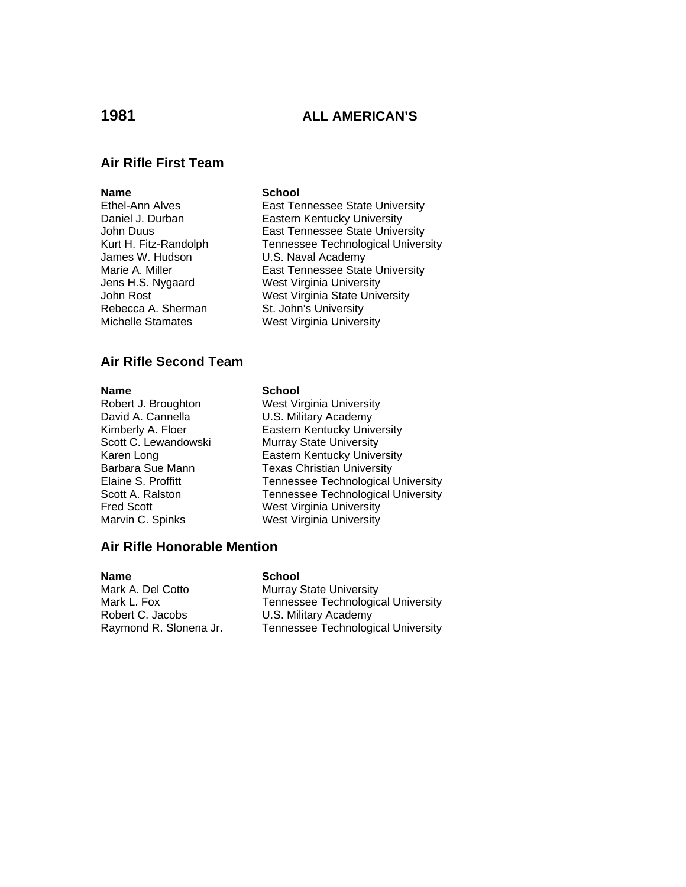# 1981 ALL AMERICAN'S

## Air Rifle First Team

| Name | School |
|---|---|
| Ethel-Ann Alves | East Tennessee State University |
| Daniel J. Durban | Eastern Kentucky University |
| John Duus | East Tennessee State University |
| Kurt H. Fitz-Randolph | Tennessee Technological University |
| James W. Hudson | U.S. Naval Academy |
| Marie A. Miller | East Tennessee State University |
| Jens H.S. Nygaard | West Virginia University |
| John Rost | West Virginia State University |
| Rebecca A. Sherman | St. John's University |
| Michelle Stamates | West Virginia University |

## Air Rifle Second Team

| Name | School |
|---|---|
| Robert J. Broughton | West Virginia University |
| David A. Cannella | U.S. Military Academy |
| Kimberly A. Floer | Eastern Kentucky University |
| Scott C. Lewandowski | Murray State University |
| Karen Long | Eastern Kentucky University |
| Barbara Sue Mann | Texas Christian University |
| Elaine S. Proffitt | Tennessee Technological University |
| Scott A. Ralston | Tennessee Technological University |
| Fred Scott | West Virginia University |
| Marvin C. Spinks | West Virginia University |

## Air Rifle Honorable Mention

| Name | School |
|---|---|
| Mark A. Del Cotto | Murray State University |
| Mark L. Fox | Tennessee Technological University |
| Robert C. Jacobs | U.S. Military Academy |
| Raymond R. Slonena Jr. | Tennessee Technological University |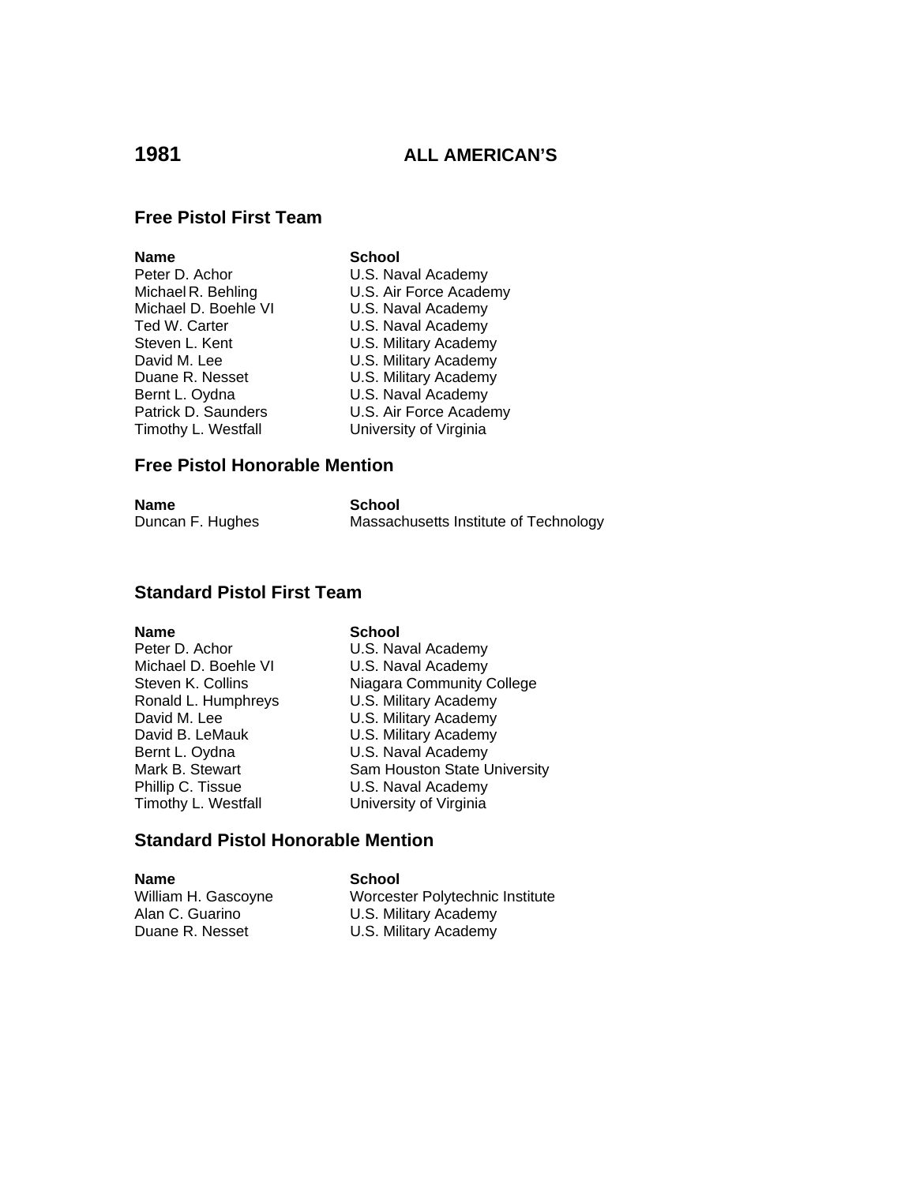# 1981 ALL AMERICAN'S

## Free Pistol First Team

| Name | School |
| --- | --- |
| Peter D. Achor | U.S. Naval Academy |
| Michael R. Behling | U.S. Air Force Academy |
| Michael D. Boehle VI | U.S. Naval Academy |
| Ted W. Carter | U.S. Naval Academy |
| Steven L. Kent | U.S. Military Academy |
| David M. Lee | U.S. Military Academy |
| Duane R. Nesset | U.S. Military Academy |
| Bernt L. Oydna | U.S. Naval Academy |
| Patrick D. Saunders | U.S. Air Force Academy |
| Timothy L. Westfall | University of Virginia |

## Free Pistol Honorable Mention

| Name | School |
| --- | --- |
| Duncan F. Hughes | Massachusetts Institute of Technology |

## Standard Pistol First Team

| Name | School |
| --- | --- |
| Peter D. Achor | U.S. Naval Academy |
| Michael D. Boehle VI | U.S. Naval Academy |
| Steven K. Collins | Niagara Community College |
| Ronald L. Humphreys | U.S. Military Academy |
| David M. Lee | U.S. Military Academy |
| David B. LeMauk | U.S. Military Academy |
| Bernt L. Oydna | U.S. Naval Academy |
| Mark B. Stewart | Sam Houston State University |
| Phillip C. Tissue | U.S. Naval Academy |
| Timothy L. Westfall | University of Virginia |

## Standard Pistol Honorable Mention

| Name | School |
| --- | --- |
| William H. Gascoyne | Worcester Polytechnic Institute |
| Alan C. Guarino | U.S. Military Academy |
| Duane R. Nesset | U.S. Military Academy |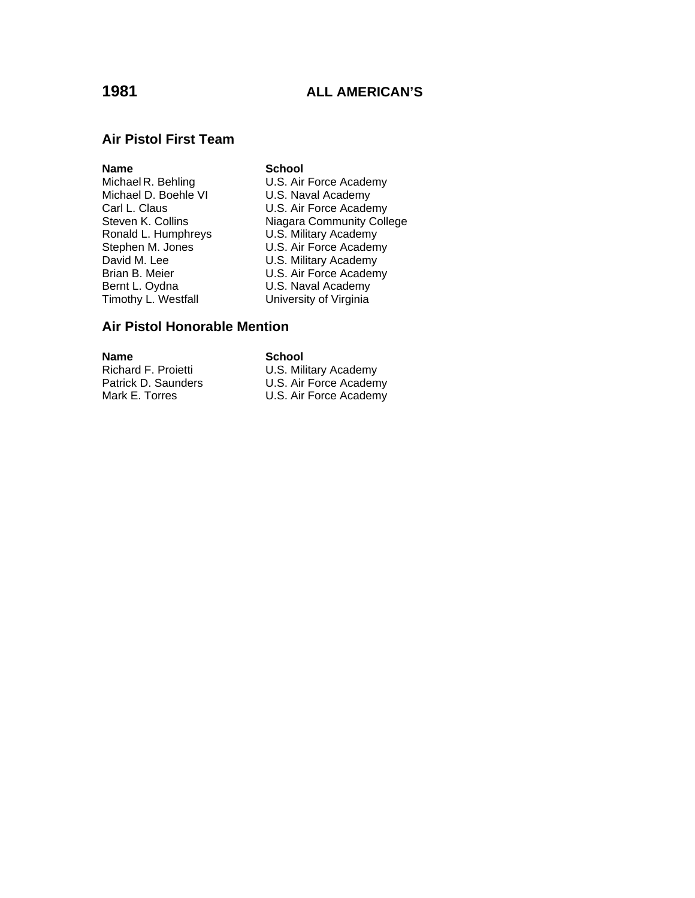# 1981 ALL AMERICAN'S

## Air Pistol First Team

| Name | School |
|---|---|
| Michael R. Behling | U.S. Air Force Academy |
| Michael D. Boehle VI | U.S. Naval Academy |
| Carl L. Claus | U.S. Air Force Academy |
| Steven K. Collins | Niagara Community College |
| Ronald L. Humphreys | U.S. Military Academy |
| Stephen M. Jones | U.S. Air Force Academy |
| David M. Lee | U.S. Military Academy |
| Brian B. Meier | U.S. Air Force Academy |
| Bernt L. Oydna | U.S. Naval Academy |
| Timothy L. Westfall | University of Virginia |

## Air Pistol Honorable Mention

| Name | School |
|---|---|
| Richard F. Proietti | U.S. Military Academy |
| Patrick D. Saunders | U.S. Air Force Academy |
| Mark E. Torres | U.S. Air Force Academy |